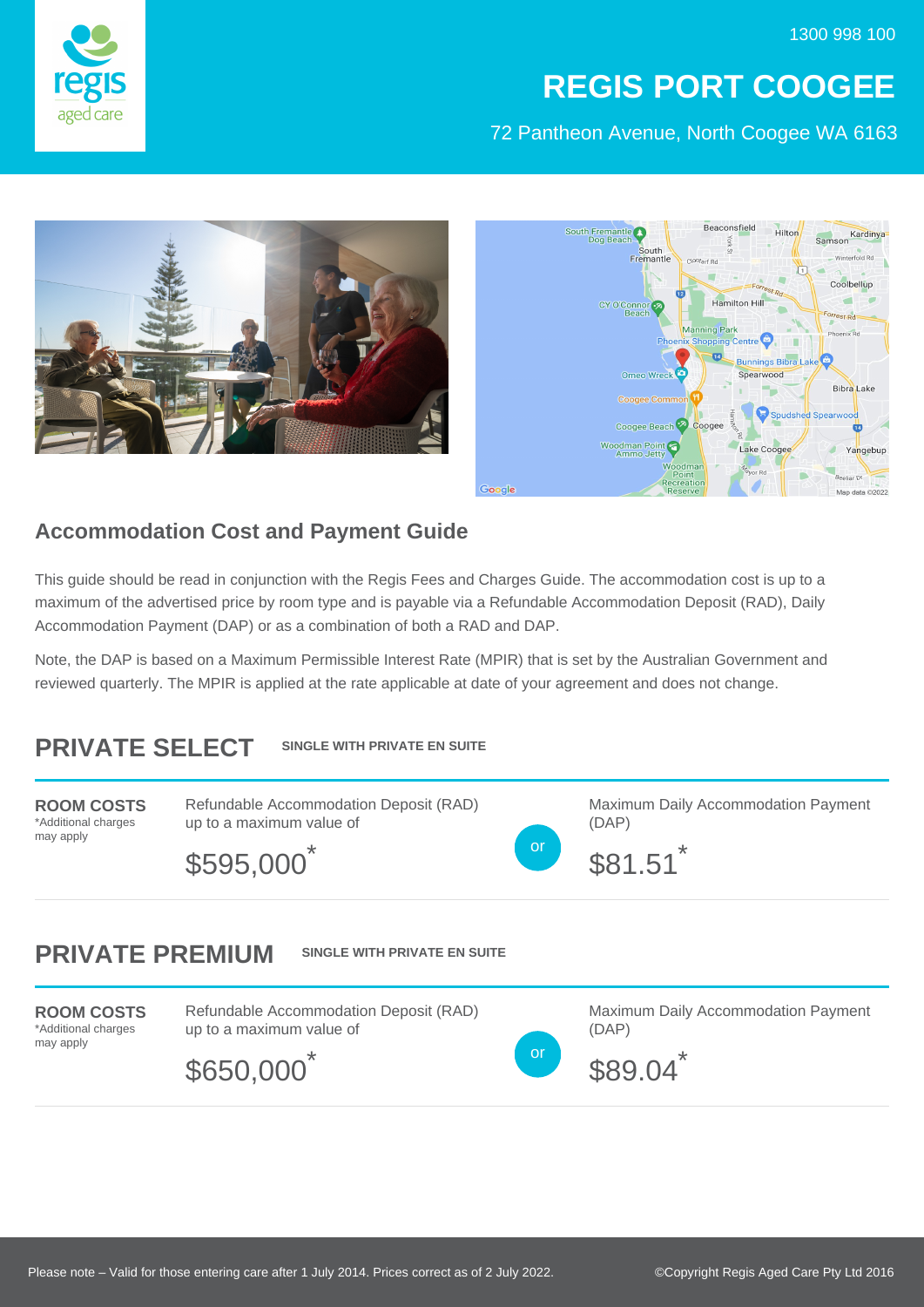1300 998 100

# REGIS PORT COOGEE

72 Pantheon Avenue, North Coogee WA 6163

## Accommodation Cost and Payment Guide

This guide should be read in conjunction with the Regis Fees and Charges Guide. The accommodation cost is up to a maximum of the advertised price by room type and is payable via a Refundable Accommodation Deposit (RAD), Daily Accommodation Payment (DAP) or as a combination of both a RAD and DAP.

Note, the DAP is based on a Maximum Permissible Interest Rate (MPIR) that is set by the Australian Government and reviewed quarterly. The MPIR is applied at the rate applicable at date of your agreement and does not change.

## PRIVATE SELECT

**SINGLE WITH PRIVATE EN SUITE**

| ROOM COSTS *Additional charges may apply | Refundable Accommodation Deposit (RAD) up to a maximum value of | | Maximum Daily Accommodation Payment (DAP) |
|---|---|---|---|
| | $595,000* | or | $81.51* |

## PRIVATE PREMIUM

**SINGLE WITH PRIVATE EN SUITE**

| ROOM COSTS *Additional charges may apply | Refundable Accommodation Deposit (RAD) up to a maximum value of | | Maximum Daily Accommodation Payment (DAP) |
|---|---|---|---|
| | $650,000* | or | $89.04* |

Please note – Valid for those entering care after 1 July 2014. Prices correct as of 2 July 2022.

©Copyright Regis Aged Care Pty Ltd 2016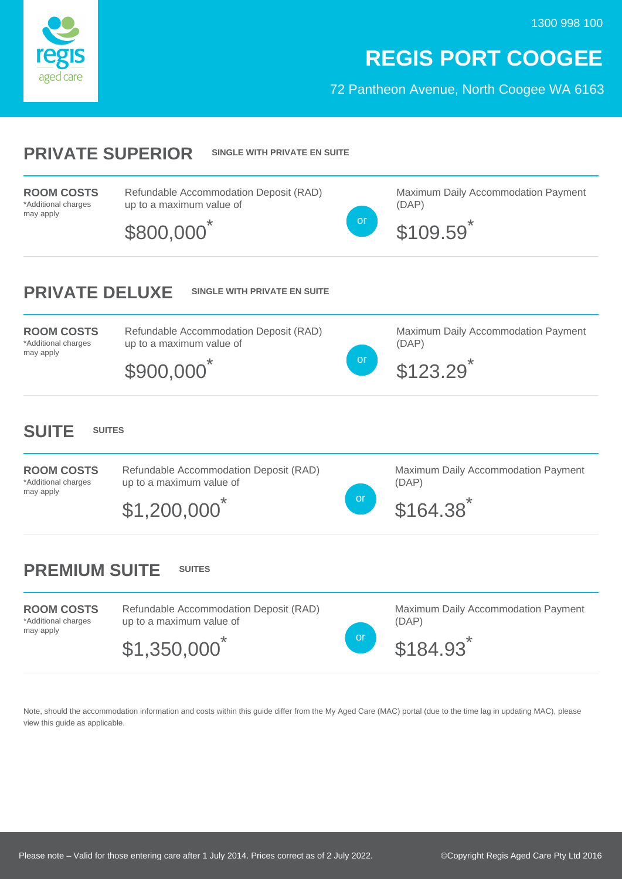1300 998 100

# REGIS PORT COOGEE

72 Pantheon Avenue, North Coogee WA 6163

## PRIVATE SUPERIOR

**SINGLE WITH PRIVATE EN SUITE**

**ROOM COSTS**
*Additional charges may apply

Refundable Accommodation Deposit (RAD) up to a maximum value of

$800,000*

or

Maximum Daily Accommodation Payment (DAP)

$109.59*

## PRIVATE DELUXE

**SINGLE WITH PRIVATE EN SUITE**

**ROOM COSTS**
*Additional charges may apply

Refundable Accommodation Deposit (RAD) up to a maximum value of

$900,000*

or

Maximum Daily Accommodation Payment (DAP)

$123.29*

## SUITE

**SUITES**

**ROOM COSTS**
*Additional charges may apply

Refundable Accommodation Deposit (RAD) up to a maximum value of

$1,200,000*

or

Maximum Daily Accommodation Payment (DAP)

$164.38*

## PREMIUM SUITE

**SUITES**

**ROOM COSTS**
*Additional charges may apply

Refundable Accommodation Deposit (RAD) up to a maximum value of

$1,350,000*

or

Maximum Daily Accommodation Payment (DAP)

$184.93*

Note, should the accommodation information and costs within this guide differ from the My Aged Care (MAC) portal (due to the time lag in updating MAC), please view this guide as applicable.

Please note – Valid for those entering care after 1 July 2014. Prices correct as of 2 July 2022.

©Copyright Regis Aged Care Pty Ltd 2016